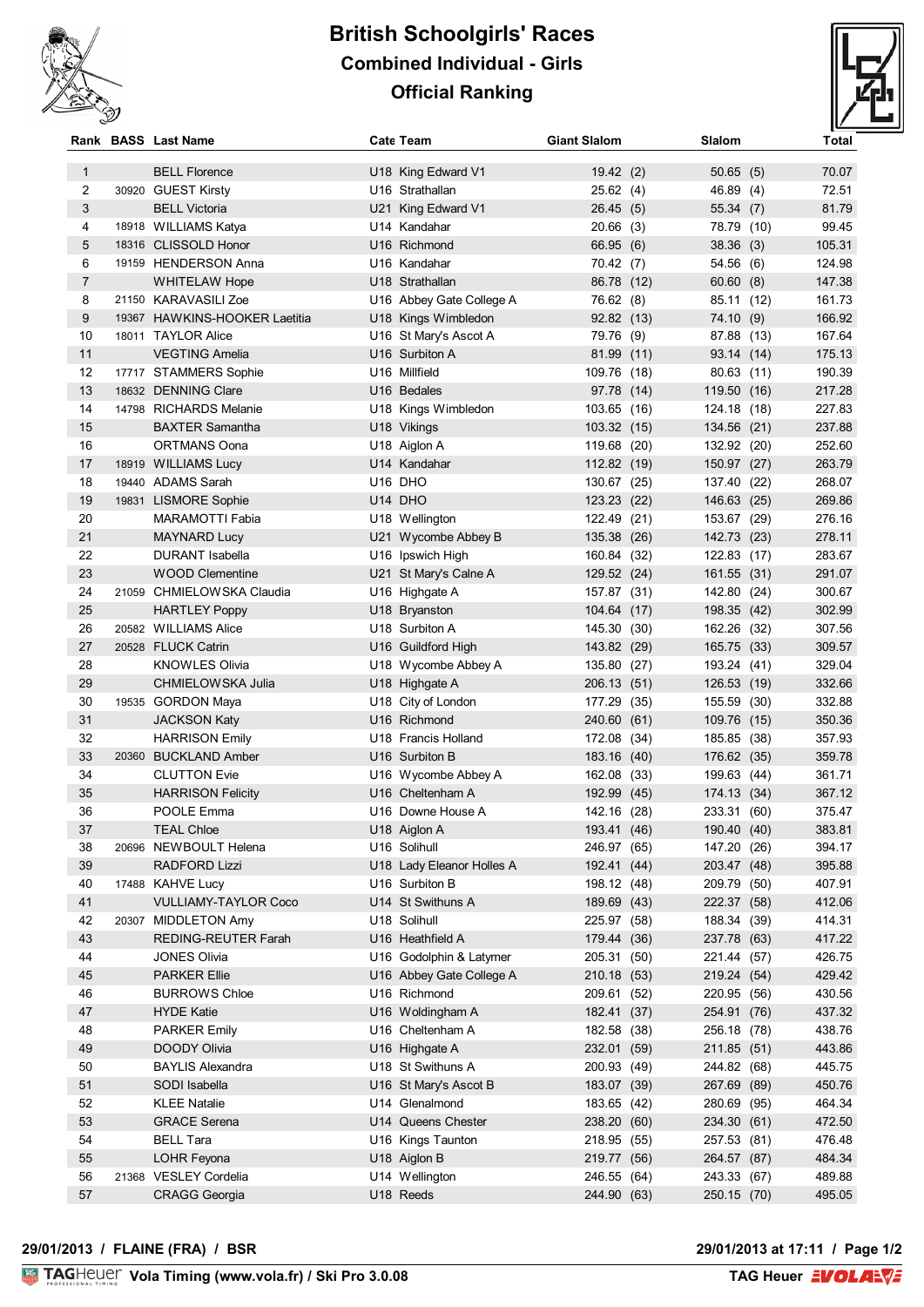# British Schoolgirls' Races

## Combined Individual - Girls

## Official Ranking

| Rank | BASS | Last Name | Cate | Team | Giant Slalom | | Slalom | | Total |
|---|---|---|---|---|---|---|---|---|---|
| 1 | | BELL Florence | U18 | King Edward V1 | 19.42 | (2) | 50.65 | (5) | 70.07 |
| 2 | 30920 | GUEST Kirsty | U16 | Strathallan | 25.62 | (4) | 46.89 | (4) | 72.51 |
| 3 | | BELL Victoria | U21 | King Edward V1 | 26.45 | (5) | 55.34 | (7) | 81.79 |
| 4 | 18918 | WILLIAMS Katya | U14 | Kandahar | 20.66 | (3) | 78.79 | (10) | 99.45 |
| 5 | 18316 | CLISSOLD Honor | U16 | Richmond | 66.95 | (6) | 38.36 | (3) | 105.31 |
| 6 | 19159 | HENDERSON Anna | U16 | Kandahar | 70.42 | (7) | 54.56 | (6) | 124.98 |
| 7 | | WHITELAW Hope | U18 | Strathallan | 86.78 | (12) | 60.60 | (8) | 147.38 |
| 8 | 21150 | KARAVASILI Zoe | U16 | Abbey Gate College A | 76.62 | (8) | 85.11 | (12) | 161.73 |
| 9 | 19367 | HAWKINS-HOOKER Laetitia | U18 | Kings Wimbledon | 92.82 | (13) | 74.10 | (9) | 166.92 |
| 10 | 18011 | TAYLOR Alice | U16 | St Mary's Ascot A | 79.76 | (9) | 87.88 | (13) | 167.64 |
| 11 | | VEGTING Amelia | U16 | Surbiton A | 81.99 | (11) | 93.14 | (14) | 175.13 |
| 12 | 17717 | STAMMERS Sophie | U16 | Millfield | 109.76 | (18) | 80.63 | (11) | 190.39 |
| 13 | 18632 | DENNING Clare | U16 | Bedales | 97.78 | (14) | 119.50 | (16) | 217.28 |
| 14 | 14798 | RICHARDS Melanie | U18 | Kings Wimbledon | 103.65 | (16) | 124.18 | (18) | 227.83 |
| 15 | | BAXTER Samantha | U18 | Vikings | 103.32 | (15) | 134.56 | (21) | 237.88 |
| 16 | | ORTMANS Oona | U18 | Aiglon A | 119.68 | (20) | 132.92 | (20) | 252.60 |
| 17 | 18919 | WILLIAMS Lucy | U14 | Kandahar | 112.82 | (19) | 150.97 | (27) | 263.79 |
| 18 | 19440 | ADAMS Sarah | U16 | DHO | 130.67 | (25) | 137.40 | (22) | 268.07 |
| 19 | 19831 | LISMORE Sophie | U14 | DHO | 123.23 | (22) | 146.63 | (25) | 269.86 |
| 20 | | MARAMOTTI Fabia | U18 | Wellington | 122.49 | (21) | 153.67 | (29) | 276.16 |
| 21 | | MAYNARD Lucy | U21 | Wycombe Abbey B | 135.38 | (26) | 142.73 | (23) | 278.11 |
| 22 | | DURANT Isabella | U16 | Ipswich High | 160.84 | (32) | 122.83 | (17) | 283.67 |
| 23 | | WOOD Clementine | U21 | St Mary's Calne A | 129.52 | (24) | 161.55 | (31) | 291.07 |
| 24 | 21059 | CHMIELOWSKA Claudia | U16 | Highgate A | 157.87 | (31) | 142.80 | (24) | 300.67 |
| 25 | | HARTLEY Poppy | U18 | Bryanston | 104.64 | (17) | 198.35 | (42) | 302.99 |
| 26 | 20582 | WILLIAMS Alice | U18 | Surbiton A | 145.30 | (30) | 162.26 | (32) | 307.56 |
| 27 | 20528 | FLUCK Catrin | U16 | Guildford High | 143.82 | (29) | 165.75 | (33) | 309.57 |
| 28 | | KNOWLES Olivia | U18 | Wycombe Abbey A | 135.80 | (27) | 193.24 | (41) | 329.04 |
| 29 | | CHMIELOWSKA Julia | U18 | Highgate A | 206.13 | (51) | 126.53 | (19) | 332.66 |
| 30 | 19535 | GORDON Maya | U18 | City of London | 177.29 | (35) | 155.59 | (30) | 332.88 |
| 31 | | JACKSON Katy | U16 | Richmond | 240.60 | (61) | 109.76 | (15) | 350.36 |
| 32 | | HARRISON Emily | U18 | Francis Holland | 172.08 | (34) | 185.85 | (38) | 357.93 |
| 33 | 20360 | BUCKLAND Amber | U16 | Surbiton B | 183.16 | (40) | 176.62 | (35) | 359.78 |
| 34 | | CLUTTON Evie | U16 | Wycombe Abbey A | 162.08 | (33) | 199.63 | (44) | 361.71 |
| 35 | | HARRISON Felicity | U16 | Cheltenham A | 192.99 | (45) | 174.13 | (34) | 367.12 |
| 36 | | POOLE Emma | U16 | Downe House A | 142.16 | (28) | 233.31 | (60) | 375.47 |
| 37 | | TEAL Chloe | U18 | Aiglon A | 193.41 | (46) | 190.40 | (40) | 383.81 |
| 38 | 20696 | NEWBOULT Helena | U16 | Solihull | 246.97 | (65) | 147.20 | (26) | 394.17 |
| 39 | | RADFORD Lizzi | U18 | Lady Eleanor Holles A | 192.41 | (44) | 203.47 | (48) | 395.88 |
| 40 | 17488 | KAHVE Lucy | U16 | Surbiton B | 198.12 | (48) | 209.79 | (50) | 407.91 |
| 41 | | VULLIAMY-TAYLOR Coco | U14 | St Swithuns A | 189.69 | (43) | 222.37 | (58) | 412.06 |
| 42 | 20307 | MIDDLETON Amy | U18 | Solihull | 225.97 | (58) | 188.34 | (39) | 414.31 |
| 43 | | REDING-REUTER Farah | U16 | Heathfield A | 179.44 | (36) | 237.78 | (63) | 417.22 |
| 44 | | JONES Olivia | U16 | Godolphin & Latymer | 205.31 | (50) | 221.44 | (57) | 426.75 |
| 45 | | PARKER Ellie | U16 | Abbey Gate College A | 210.18 | (53) | 219.24 | (54) | 429.42 |
| 46 | | BURROWS Chloe | U16 | Richmond | 209.61 | (52) | 220.95 | (56) | 430.56 |
| 47 | | HYDE Katie | U16 | Woldingham A | 182.41 | (37) | 254.91 | (76) | 437.32 |
| 48 | | PARKER Emily | U16 | Cheltenham A | 182.58 | (38) | 256.18 | (78) | 438.76 |
| 49 | | DOODY Olivia | U16 | Highgate A | 232.01 | (59) | 211.85 | (51) | 443.86 |
| 50 | | BAYLIS Alexandra | U18 | St Swithuns A | 200.93 | (49) | 244.82 | (68) | 445.75 |
| 51 | | SODI Isabella | U16 | St Mary's Ascot B | 183.07 | (39) | 267.69 | (89) | 450.76 |
| 52 | | KLEE Natalie | U14 | Glenalmond | 183.65 | (42) | 280.69 | (95) | 464.34 |
| 53 | | GRACE Serena | U14 | Queens Chester | 238.20 | (60) | 234.30 | (61) | 472.50 |
| 54 | | BELL Tara | U16 | Kings Taunton | 218.95 | (55) | 257.53 | (81) | 476.48 |
| 55 | | LOHR Feyona | U18 | Aiglon B | 219.77 | (56) | 264.57 | (87) | 484.34 |
| 56 | 21368 | VESLEY Cordelia | U14 | Wellington | 246.55 | (64) | 243.33 | (67) | 489.88 |
| 57 | | CRAGG Georgia | U18 | Reeds | 244.90 | (63) | 250.15 | (70) | 495.05 |

29/01/2013 / FLAINE (FRA) / BSR

29/01/2013 at 17:11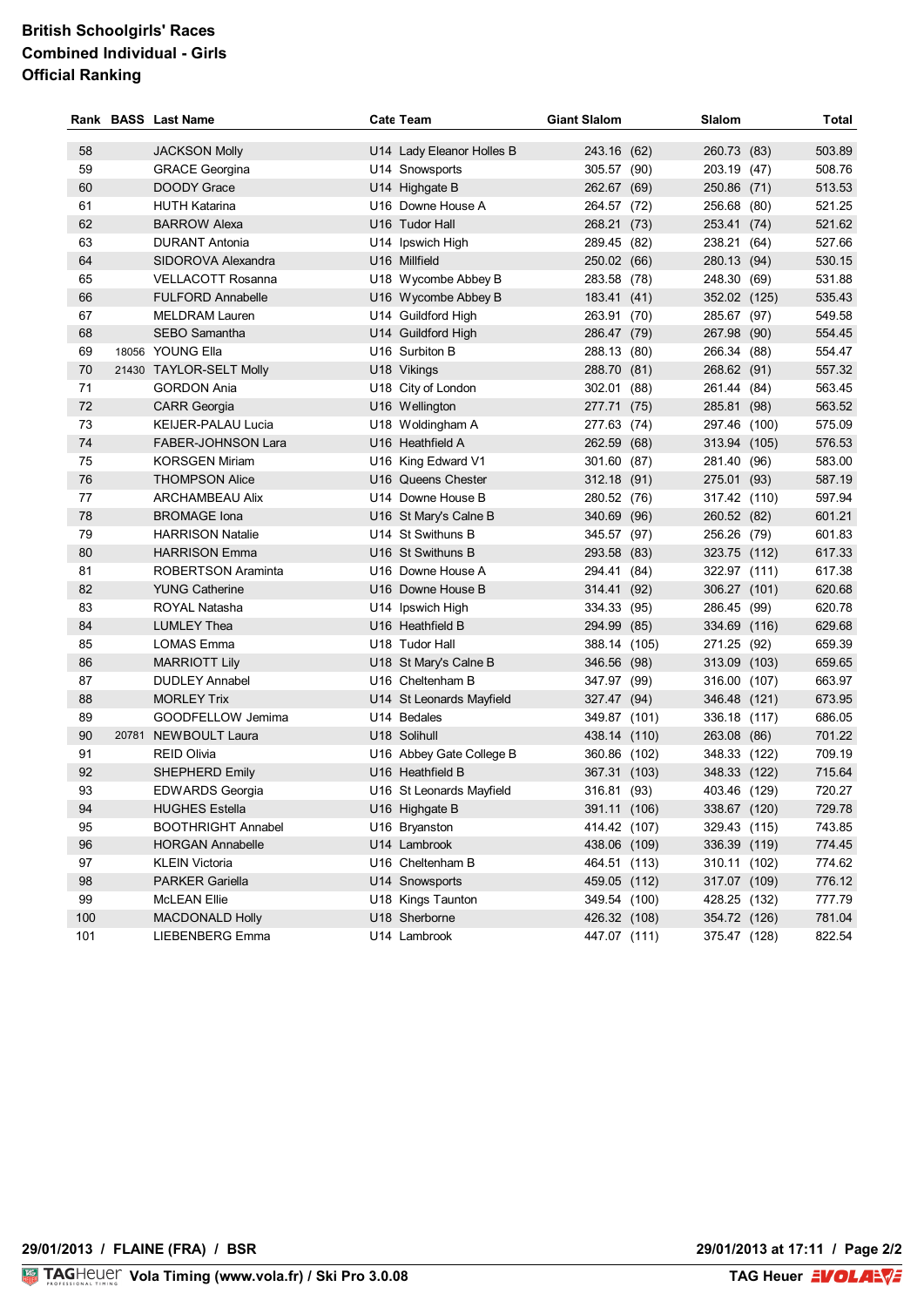**British Schoolgirls' Races**
**Combined Individual - Girls**
**Official Ranking**

| Rank | BASS | Last Name | Cate | Team | Giant Slalom | Slalom | Total |
|---|---|---|---|---|---|---|---|
| 58 | | JACKSON Molly | U14 | Lady Eleanor Holles B | 243.16 (62) | 260.73 (83) | 503.89 |
| 59 | | GRACE Georgina | U14 | Snowsports | 305.57 (90) | 203.19 (47) | 508.76 |
| 60 | | DOODY Grace | U14 | Highgate B | 262.67 (69) | 250.86 (71) | 513.53 |
| 61 | | HUTH Katarina | U16 | Downe House A | 264.57 (72) | 256.68 (80) | 521.25 |
| 62 | | BARROW Alexa | U16 | Tudor Hall | 268.21 (73) | 253.41 (74) | 521.62 |
| 63 | | DURANT Antonia | U14 | Ipswich High | 289.45 (82) | 238.21 (64) | 527.66 |
| 64 | | SIDOROVA Alexandra | U16 | Millfield | 250.02 (66) | 280.13 (94) | 530.15 |
| 65 | | VELLACOTT Rosanna | U18 | Wycombe Abbey B | 283.58 (78) | 248.30 (69) | 531.88 |
| 66 | | FULFORD Annabelle | U16 | Wycombe Abbey B | 183.41 (41) | 352.02 (125) | 535.43 |
| 67 | | MELDRAM Lauren | U14 | Guildford High | 263.91 (70) | 285.67 (97) | 549.58 |
| 68 | | SEBO Samantha | U14 | Guildford High | 286.47 (79) | 267.98 (90) | 554.45 |
| 69 | 18056 | YOUNG Ella | U16 | Surbiton B | 288.13 (80) | 266.34 (88) | 554.47 |
| 70 | 21430 | TAYLOR-SELT Molly | U18 | Vikings | 288.70 (81) | 268.62 (91) | 557.32 |
| 71 | | GORDON Ania | U18 | City of London | 302.01 (88) | 261.44 (84) | 563.45 |
| 72 | | CARR Georgia | U16 | Wellington | 277.71 (75) | 285.81 (98) | 563.52 |
| 73 | | KEIJER-PALAU Lucia | U18 | Woldingham A | 277.63 (74) | 297.46 (100) | 575.09 |
| 74 | | FABER-JOHNSON Lara | U16 | Heathfield A | 262.59 (68) | 313.94 (105) | 576.53 |
| 75 | | KORSGEN Miriam | U16 | King Edward V1 | 301.60 (87) | 281.40 (96) | 583.00 |
| 76 | | THOMPSON Alice | U16 | Queens Chester | 312.18 (91) | 275.01 (93) | 587.19 |
| 77 | | ARCHAMBEAU Alix | U14 | Downe House B | 280.52 (76) | 317.42 (110) | 597.94 |
| 78 | | BROMAGE Iona | U16 | St Mary's Calne B | 340.69 (96) | 260.52 (82) | 601.21 |
| 79 | | HARRISON Natalie | U14 | St Swithuns B | 345.57 (97) | 256.26 (79) | 601.83 |
| 80 | | HARRISON Emma | U16 | St Swithuns B | 293.58 (83) | 323.75 (112) | 617.33 |
| 81 | | ROBERTSON Araminta | U16 | Downe House A | 294.41 (84) | 322.97 (111) | 617.38 |
| 82 | | YUNG Catherine | U16 | Downe House B | 314.41 (92) | 306.27 (101) | 620.68 |
| 83 | | ROYAL Natasha | U14 | Ipswich High | 334.33 (95) | 286.45 (99) | 620.78 |
| 84 | | LUMLEY Thea | U16 | Heathfield B | 294.99 (85) | 334.69 (116) | 629.68 |
| 85 | | LOMAS Emma | U18 | Tudor Hall | 388.14 (105) | 271.25 (92) | 659.39 |
| 86 | | MARRIOTT Lily | U18 | St Mary's Calne B | 346.56 (98) | 313.09 (103) | 659.65 |
| 87 | | DUDLEY Annabel | U16 | Cheltenham B | 347.97 (99) | 316.00 (107) | 663.97 |
| 88 | | MORLEY Trix | U14 | St Leonards Mayfield | 327.47 (94) | 346.48 (121) | 673.95 |
| 89 | | GOODFELLOW Jemima | U14 | Bedales | 349.87 (101) | 336.18 (117) | 686.05 |
| 90 | 20781 | NEWBOULT Laura | U18 | Solihull | 438.14 (110) | 263.08 (86) | 701.22 |
| 91 | | REID Olivia | U16 | Abbey Gate College B | 360.86 (102) | 348.33 (122) | 709.19 |
| 92 | | SHEPHERD Emily | U16 | Heathfield B | 367.31 (103) | 348.33 (122) | 715.64 |
| 93 | | EDWARDS Georgia | U16 | St Leonards Mayfield | 316.81 (93) | 403.46 (129) | 720.27 |
| 94 | | HUGHES Estella | U16 | Highgate B | 391.11 (106) | 338.67 (120) | 729.78 |
| 95 | | BOOTHRIGHT Annabel | U16 | Bryanston | 414.42 (107) | 329.43 (115) | 743.85 |
| 96 | | HORGAN Annabelle | U14 | Lambrook | 438.06 (109) | 336.39 (119) | 774.45 |
| 97 | | KLEIN Victoria | U16 | Cheltenham B | 464.51 (113) | 310.11 (102) | 774.62 |
| 98 | | PARKER Gariella | U14 | Snowsports | 459.05 (112) | 317.07 (109) | 776.12 |
| 99 | | McLEAN Ellie | U18 | Kings Taunton | 349.54 (100) | 428.25 (132) | 777.79 |
| 100 | | MACDONALD Holly | U18 | Sherborne | 426.32 (108) | 354.72 (126) | 781.04 |
| 101 | | LIEBENBERG Emma | U14 | Lambrook | 447.07 (111) | 375.47 (128) | 822.54 |

29/01/2013 / FLAINE (FRA) / BSR

29/01/2013 at 17:11

TAG Heuer Vola Timing (www.vola.fr) / Ski Pro 3.0.08